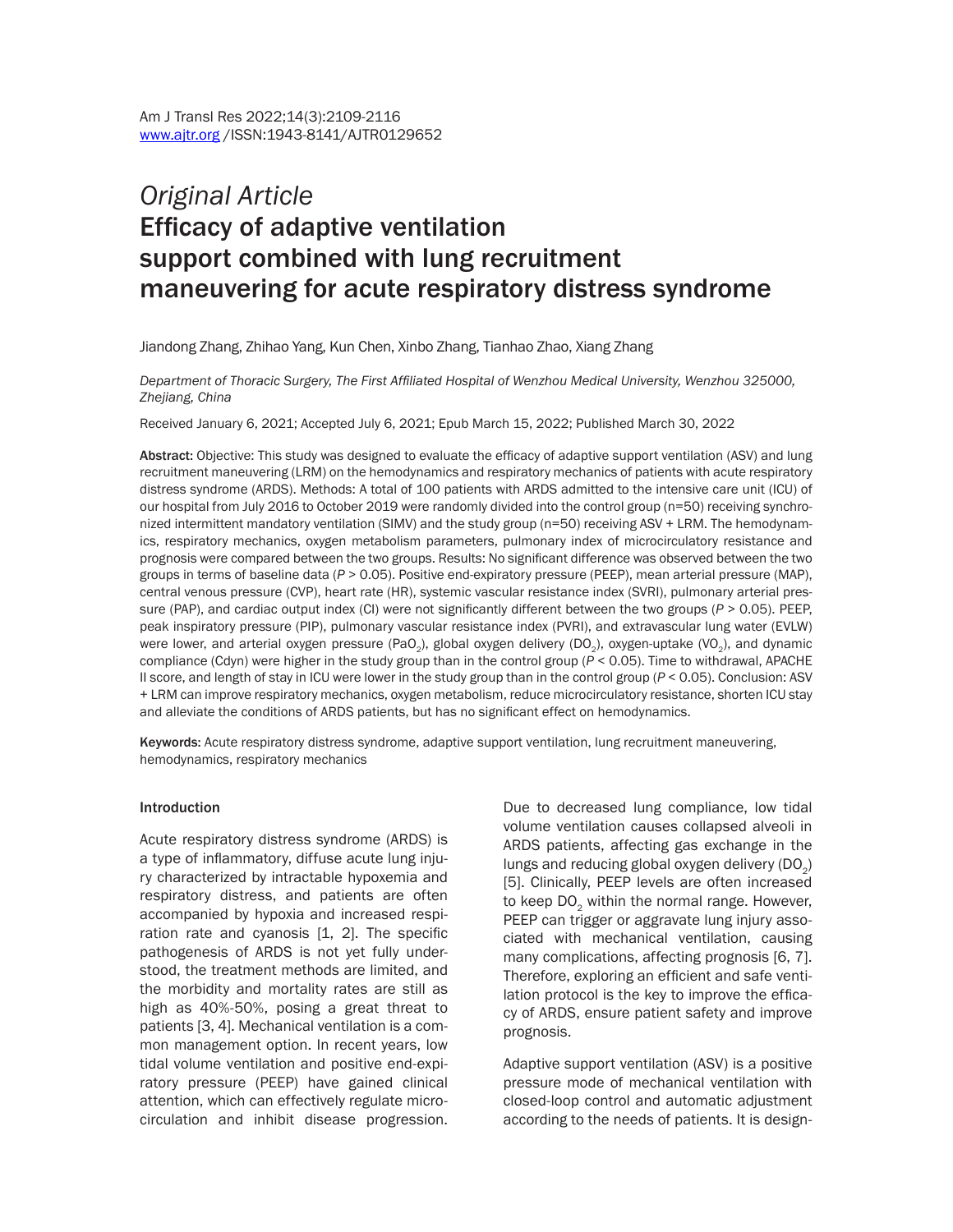*Original Article*

# Efficacy of adaptive ventilation support combined with lung recruitment maneuvering for acute respiratory distress syndrome

Jiandong Zhang, Zhihao Yang, Kun Chen, Xinbo Zhang, Tianhao Zhao, Xiang Zhang

*Department of Thoracic Surgery, The First Affiliated Hospital of Wenzhou Medical University, Wenzhou 325000, Zhejiang, China*

Received January 6, 2021; Accepted July 6, 2021; Epub March 15, 2022; Published March 30, 2022

**Abstract:** Objective: This study was designed to evaluate the efficacy of adaptive support ventilation (ASV) and lung recruitment maneuvering (LRM) on the hemodynamics and respiratory mechanics of patients with acute respiratory distress syndrome (ARDS). Methods: A total of 100 patients with ARDS admitted to the intensive care unit (ICU) of our hospital from July 2016 to October 2019 were randomly divided into the control group (n=50) receiving synchronized intermittent mandatory ventilation (SIMV) and the study group (n=50) receiving ASV + LRM. The hemodynamics, respiratory mechanics, oxygen metabolism parameters, pulmonary index of microcirculatory resistance and prognosis were compared between the two groups. Results: No significant difference was observed between the two groups in terms of baseline data ($P > 0.05$). Positive end-expiratory pressure (PEEP), mean arterial pressure (MAP), central venous pressure (CVP), heart rate (HR), systemic vascular resistance index (SVRI), pulmonary arterial pressure (PAP), and cardiac output index (CI) were not significantly different between the two groups ($P > 0.05$). PEEP, peak inspiratory pressure (PIP), pulmonary vascular resistance index (PVRI), and extravascular lung water (EVLW) were lower, and arterial oxygen pressure ($PaO_2$), global oxygen delivery ($DO_2$), oxygen-uptake ($VO_2$), and dynamic compliance (Cdyn) were higher in the study group than in the control group ($P < 0.05$). Time to withdrawal, APACHE II score, and length of stay in ICU were lower in the study group than in the control group ($P < 0.05$). Conclusion: ASV + LRM can improve respiratory mechanics, oxygen metabolism, reduce microcirculatory resistance, shorten ICU stay and alleviate the conditions of ARDS patients, but has no significant effect on hemodynamics.

**Keywords:** Acute respiratory distress syndrome, adaptive support ventilation, lung recruitment maneuvering, hemodynamics, respiratory mechanics

## Introduction

Acute respiratory distress syndrome (ARDS) is a type of inflammatory, diffuse acute lung injury characterized by intractable hypoxemia and respiratory distress, and patients are often accompanied by hypoxia and increased respiration rate and cyanosis [1, 2]. The specific pathogenesis of ARDS is not yet fully understood, the treatment methods are limited, and the morbidity and mortality rates are still as high as 40%-50%, posing a great threat to patients [3, 4]. Mechanical ventilation is a common management option. In recent years, low tidal volume ventilation and positive end-expiratory pressure (PEEP) have gained clinical attention, which can effectively regulate microcirculation and inhibit disease progression. Due to decreased lung compliance, low tidal volume ventilation causes collapsed alveoli in ARDS patients, affecting gas exchange in the lungs and reducing global oxygen delivery ($DO_2$) [5]. Clinically, PEEP levels are often increased to keep $DO_2$ within the normal range. However, PEEP can trigger or aggravate lung injury associated with mechanical ventilation, causing many complications, affecting prognosis [6, 7]. Therefore, exploring an efficient and safe ventilation protocol is the key to improve the efficacy of ARDS, ensure patient safety and improve prognosis.

Adaptive support ventilation (ASV) is a positive pressure mode of mechanical ventilation with closed-loop control and automatic adjustment according to the needs of patients. It is design-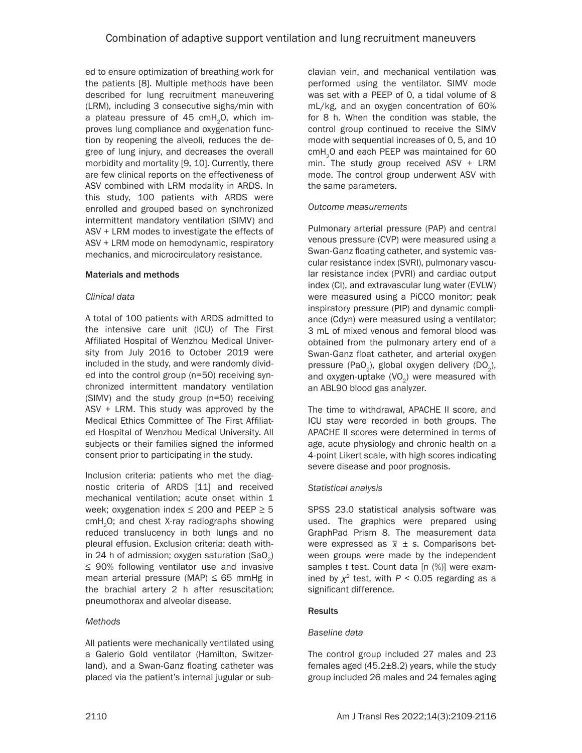ed to ensure optimization of breathing work for the patients [8]. Multiple methods have been described for lung recruitment maneuvering (LRM), including 3 consecutive sighs/min with a plateau pressure of 45 cm$H_2O$, which improves lung compliance and oxygenation function by reopening the alveoli, reduces the degree of lung injury, and decreases the overall morbidity and mortality [9, 10]. Currently, there are few clinical reports on the effectiveness of ASV combined with LRM modality in ARDS. In this study, 100 patients with ARDS were enrolled and grouped based on synchronized intermittent mandatory ventilation (SIMV) and ASV + LRM modes to investigate the effects of ASV + LRM mode on hemodynamic, respiratory mechanics, and microcirculatory resistance.

## Materials and methods

### *Clinical data*

A total of 100 patients with ARDS admitted to the intensive care unit (ICU) of The First Affiliated Hospital of Wenzhou Medical University from July 2016 to October 2019 were included in the study, and were randomly divided into the control group (n=50) receiving synchronized intermittent mandatory ventilation (SIMV) and the study group (n=50) receiving ASV + LRM. This study was approved by the Medical Ethics Committee of The First Affiliated Hospital of Wenzhou Medical University. All subjects or their families signed the informed consent prior to participating in the study.

Inclusion criteria: patients who met the diagnostic criteria of ARDS [11] and received mechanical ventilation; acute onset within 1 week; oxygenation index ≤ 200 and PEEP ≥ 5 cm$H_2O$; and chest X-ray radiographs showing reduced translucency in both lungs and no pleural effusion. Exclusion criteria: death within 24 h of admission; oxygen saturation ($SaO_2$) ≤ 90% following ventilator use and invasive mean arterial pressure (MAP) ≤ 65 mmHg in the brachial artery 2 h after resuscitation; pneumothorax and alveolar disease.

### *Methods*

All patients were mechanically ventilated using a Galerio Gold ventilator (Hamilton, Switzerland), and a Swan-Ganz floating catheter was placed via the patient's internal jugular or subclavian vein, and mechanical ventilation was performed using the ventilator. SIMV mode was set with a PEEP of 0, a tidal volume of 8 mL/kg, and an oxygen concentration of 60% for 8 h. When the condition was stable, the control group continued to receive the SIMV mode with sequential increases of 0, 5, and 10 cm$H_2O$ and each PEEP was maintained for 60 min. The study group received ASV + LRM mode. The control group underwent ASV with the same parameters.

### *Outcome measurements*

Pulmonary arterial pressure (PAP) and central venous pressure (CVP) were measured using a Swan-Ganz floating catheter, and systemic vascular resistance index (SVRI), pulmonary vascular resistance index (PVRI) and cardiac output index (CI), and extravascular lung water (EVLW) were measured using a PiCCO monitor; peak inspiratory pressure (PIP) and dynamic compliance (Cdyn) were measured using a ventilator; 3 mL of mixed venous and femoral blood was obtained from the pulmonary artery end of a Swan-Ganz float catheter, and arterial oxygen pressure ($PaO_2$), global oxygen delivery ($DO_2$), and oxygen-uptake ($VO_2$) were measured with an ABL90 blood gas analyzer.

The time to withdrawal, APACHE II score, and ICU stay were recorded in both groups. The APACHE II scores were determined in terms of age, acute physiology and chronic health on a 4-point Likert scale, with high scores indicating severe disease and poor prognosis.

### *Statistical analysis*

SPSS 23.0 statistical analysis software was used. The graphics were prepared using GraphPad Prism 8. The measurement data were expressed as $\bar{x} \pm s$. Comparisons between groups were made by the independent samples *t* test. Count data [n (%)] were examined by $\chi^2$ test, with $P < 0.05$ regarding as a significant difference.

## Results

### *Baseline data*

The control group included 27 males and 23 females aged (45.2±8.2) years, while the study group included 26 males and 24 females aging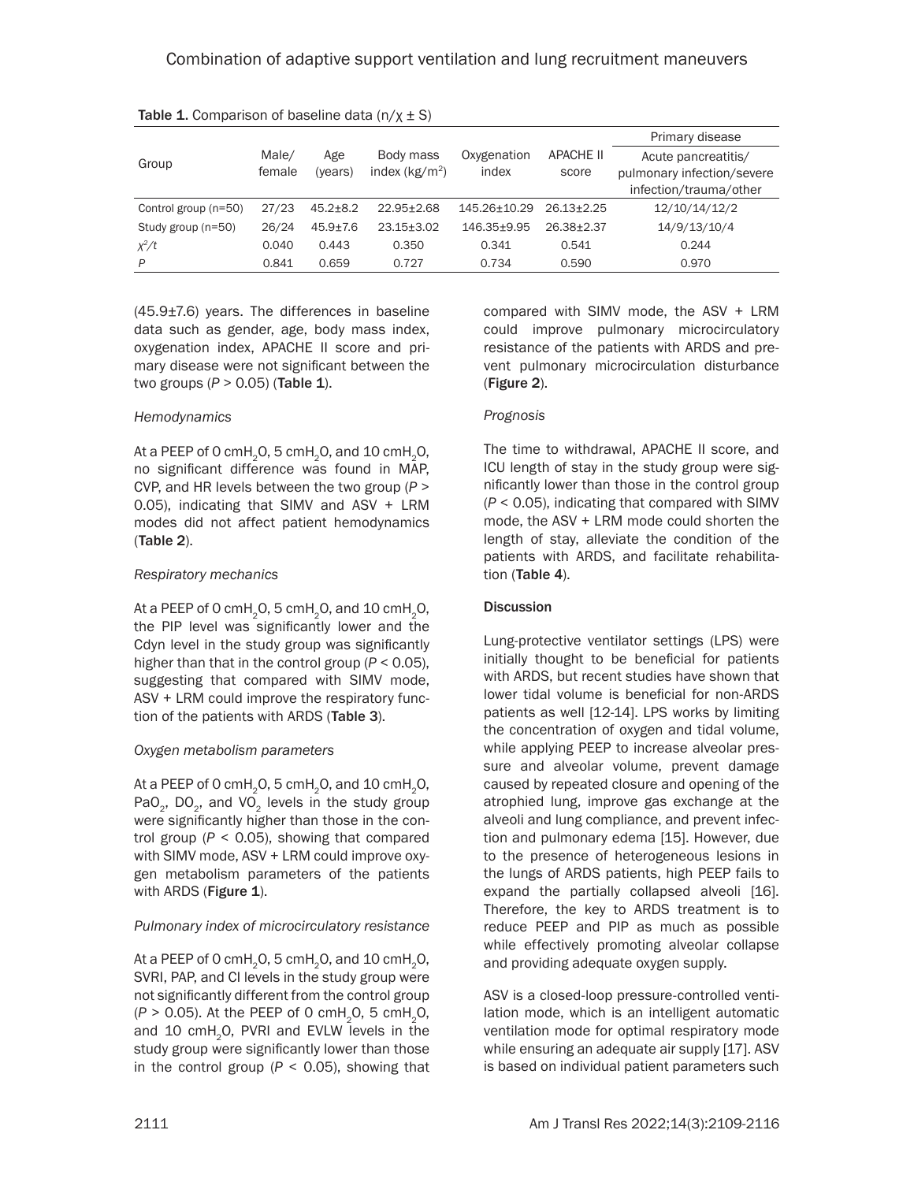**Table 1.** Comparison of baseline data (n/χ ± S)

| Group | Male/female | Age (years) | Body mass index (kg/m$^2$) | Oxygenation index | APACHE II score | Primary disease: Acute pancreatitis/pulmonary infection/severe infection/trauma/other |
|---|---|---|---|---|---|---|
| Control group (n=50) | 27/23 | 45.2±8.2 | 22.95±2.68 | 145.26±10.29 | 26.13±2.25 | 12/10/14/12/2 |
| Study group (n=50) | 26/24 | 45.9±7.6 | 23.15±3.02 | 146.35±9.95 | 26.38±2.37 | 14/9/13/10/4 |
| $\chi^2/t$ | 0.040 | 0.443 | 0.350 | 0.341 | 0.541 | 0.244 |
| $P$ | 0.841 | 0.659 | 0.727 | 0.734 | 0.590 | 0.970 |

(45.9±7.6) years. The differences in baseline data such as gender, age, body mass index, oxygenation index, APACHE II score and primary disease were not significant between the two groups ($P > 0.05$) (**Table 1**).

*Hemodynamics*

At a PEEP of 0 cm$H_2O$, 5 cm$H_2O$, and 10 cm$H_2O$, no significant difference was found in MAP, CVP, and HR levels between the two group ($P > 0.05$), indicating that SIMV and ASV + LRM modes did not affect patient hemodynamics (**Table 2**).

*Respiratory mechanics*

At a PEEP of 0 cm$H_2O$, 5 cm$H_2O$, and 10 cm$H_2O$, the PIP level was significantly lower and the Cdyn level in the study group was significantly higher than that in the control group ($P < 0.05$), suggesting that compared with SIMV mode, ASV + LRM could improve the respiratory function of the patients with ARDS (**Table 3**).

*Oxygen metabolism parameters*

At a PEEP of 0 cm$H_2O$, 5 cm$H_2O$, and 10 cm$H_2O$, $PaO_2$, $DO_2$, and $VO_2$ levels in the study group were significantly higher than those in the control group ($P < 0.05$), showing that compared with SIMV mode, ASV + LRM could improve oxygen metabolism parameters of the patients with ARDS (**Figure 1**).

*Pulmonary index of microcirculatory resistance*

At a PEEP of 0 cm$H_2O$, 5 cm$H_2O$, and 10 cm$H_2O$, SVRI, PAP, and CI levels in the study group were not significantly different from the control group ($P > 0.05$). At the PEEP of 0 cm$H_2O$, 5 cm$H_2O$, and 10 cm$H_2O$, PVRI and EVLW levels in the study group were significantly lower than those in the control group ($P < 0.05$), showing that compared with SIMV mode, the ASV + LRM could improve pulmonary microcirculatory resistance of the patients with ARDS and prevent pulmonary microcirculation disturbance (**Figure 2**).

*Prognosis*

The time to withdrawal, APACHE II score, and ICU length of stay in the study group were significantly lower than those in the control group ($P < 0.05$), indicating that compared with SIMV mode, the ASV + LRM mode could shorten the length of stay, alleviate the condition of the patients with ARDS, and facilitate rehabilitation (**Table 4**).

## Discussion

Lung-protective ventilator settings (LPS) were initially thought to be beneficial for patients with ARDS, but recent studies have shown that lower tidal volume is beneficial for non-ARDS patients as well [12-14]. LPS works by limiting the concentration of oxygen and tidal volume, while applying PEEP to increase alveolar pressure and alveolar volume, prevent damage caused by repeated closure and opening of the atrophied lung, improve gas exchange at the alveoli and lung compliance, and prevent infection and pulmonary edema [15]. However, due to the presence of heterogeneous lesions in the lungs of ARDS patients, high PEEP fails to expand the partially collapsed alveoli [16]. Therefore, the key to ARDS treatment is to reduce PEEP and PIP as much as possible while effectively promoting alveolar collapse and providing adequate oxygen supply.

ASV is a closed-loop pressure-controlled ventilation mode, which is an intelligent automatic ventilation mode for optimal respiratory mode while ensuring an adequate air supply [17]. ASV is based on individual patient parameters such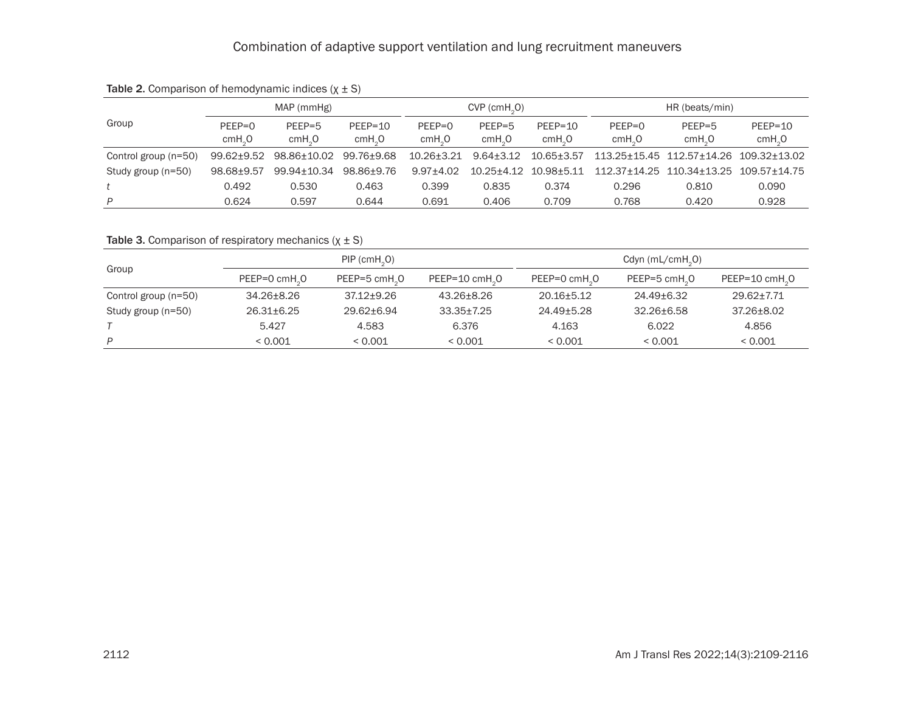**Table 2.** Comparison of hemodynamic indices (χ ± S)

| Group | MAP (mmHg) | | | CVP ($cmH_2O$) | | | HR (beats/min) | | |
|---|---|---|---|---|---|---|---|---|---|
| | PEEP=0 $cmH_2O$ | PEEP=5 $cmH_2O$ | PEEP=10 $cmH_2O$ | PEEP=0 $cmH_2O$ | PEEP=5 $cmH_2O$ | PEEP=10 $cmH_2O$ | PEEP=0 $cmH_2O$ | PEEP=5 $cmH_2O$ | PEEP=10 $cmH_2O$ |
| Control group (n=50) | 99.62±9.52 | 98.86±10.02 | 99.76±9.68 | 10.26±3.21 | 9.64±3.12 | 10.65±3.57 | 113.25±15.45 | 112.57±14.26 | 109.32±13.02 |
| Study group (n=50) | 98.68±9.57 | 99.94±10.34 | 98.86±9.76 | 9.97±4.02 | 10.25±4.12 | 10.98±5.11 | 112.37±14.25 | 110.34±13.25 | 109.57±14.75 |
| *t* | 0.492 | 0.530 | 0.463 | 0.399 | 0.835 | 0.374 | 0.296 | 0.810 | 0.090 |
| *P* | 0.624 | 0.597 | 0.644 | 0.691 | 0.406 | 0.709 | 0.768 | 0.420 | 0.928 |

**Table 3.** Comparison of respiratory mechanics (χ ± S)

| Group | PIP ($cmH_2O$) | | | Cdyn ($mL/cmH_2O$) | | |
|---|---|---|---|---|---|---|
| | PEEP=0 $cmH_2O$ | PEEP=5 $cmH_2O$ | PEEP=10 $cmH_2O$ | PEEP=0 $cmH_2O$ | PEEP=5 $cmH_2O$ | PEEP=10 $cmH_2O$ |
| Control group (n=50) | 34.26±8.26 | 37.12±9.26 | 43.26±8.26 | 20.16±5.12 | 24.49±6.32 | 29.62±7.71 |
| Study group (n=50) | 26.31±6.25 | 29.62±6.94 | 33.35±7.25 | 24.49±5.28 | 32.26±6.58 | 37.26±8.02 |
| *T* | 5.427 | 4.583 | 6.376 | 4.163 | 6.022 | 4.856 |
| *P* | < 0.001 | < 0.001 | < 0.001 | < 0.001 | < 0.001 | < 0.001 |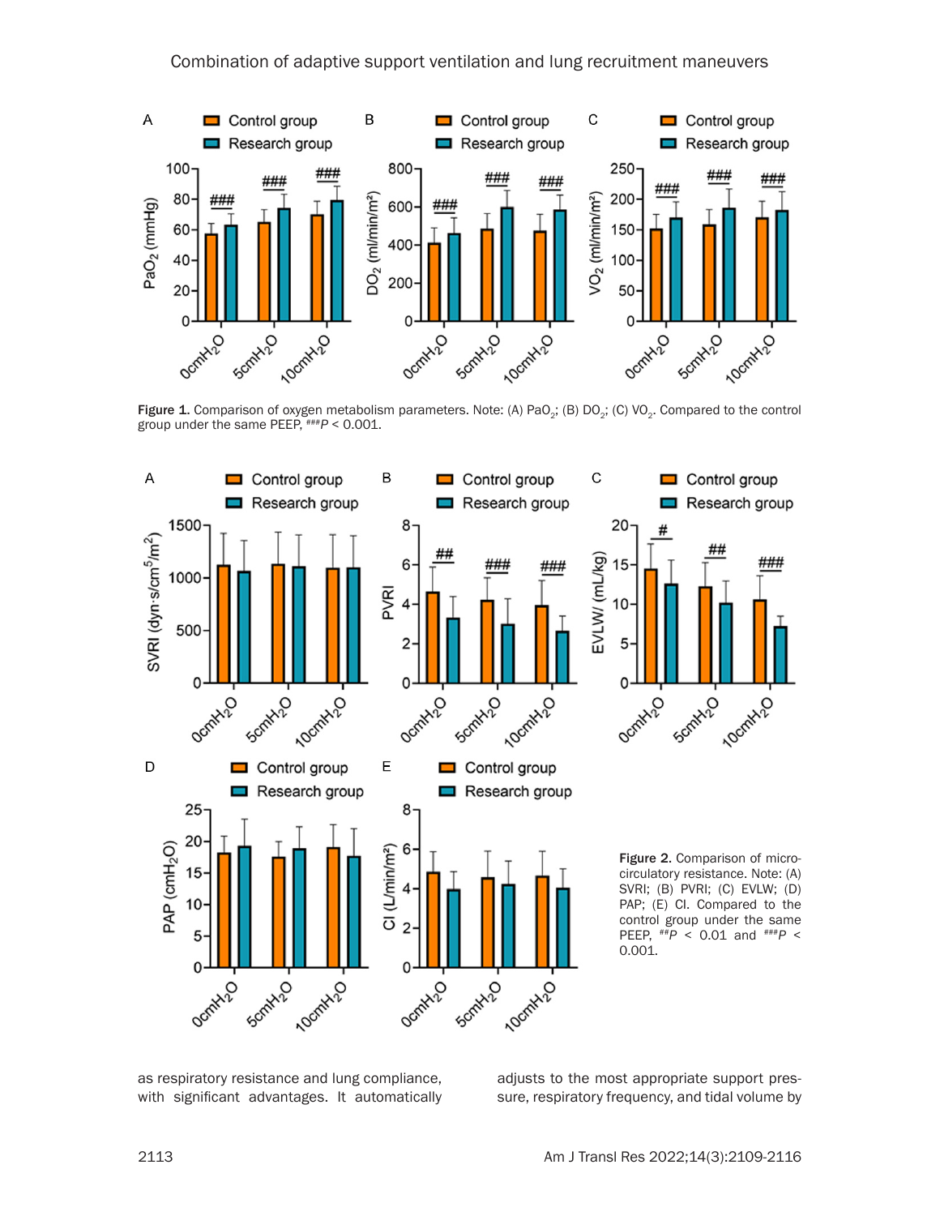Figure 1. Comparison of oxygen metabolism parameters. Note: (A) $PaO_2$; (B) $DO_2$; (C) $VO_2$. Compared to the control group under the same PEEP, $^{###}P < 0.001$.

Figure 2. Comparison of microcirculatory resistance. Note: (A) SVRI; (B) PVRI; (C) EVLW; (D) PAP; (E) CI. Compared to the control group under the same PEEP, $^{##}P < 0.01$ and $^{###}P < 0.001$.

as respiratory resistance and lung compliance, with significant advantages. It automatically adjusts to the most appropriate support pressure, respiratory frequency, and tidal volume by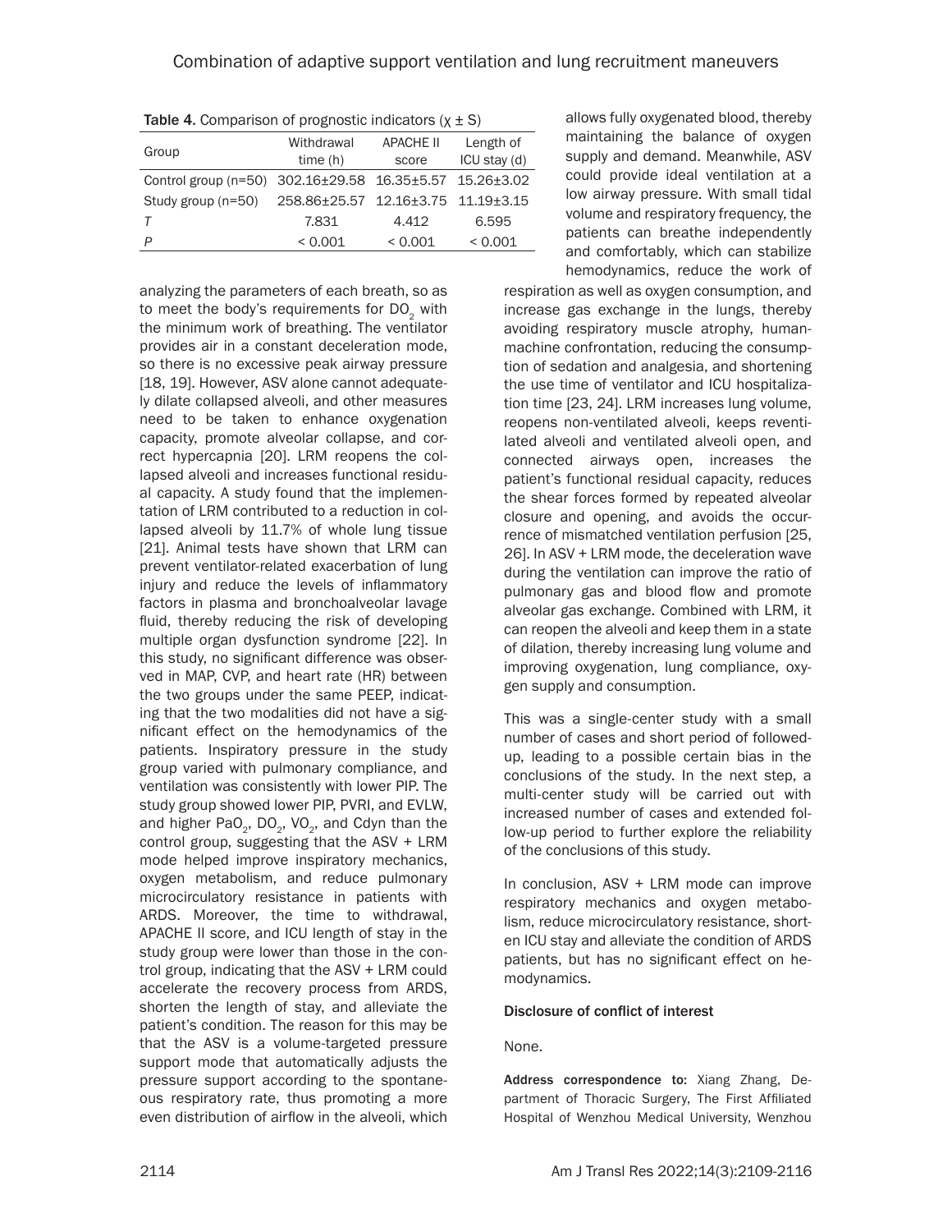Table 4. Comparison of prognostic indicators ($\chi \pm S$)

| Group | Withdrawal time (h) | APACHE II score | Length of ICU stay (d) |
|---|---|---|---|
| Control group (n=50) | 302.16±29.58 | 16.35±5.57 | 15.26±3.02 |
| Study group (n=50) | 258.86±25.57 | 12.16±3.75 | 11.19±3.15 |
| *T* | 7.831 | 4.412 | 6.595 |
| *P* | < 0.001 | < 0.001 | < 0.001 |

analyzing the parameters of each breath, so as to meet the body's requirements for $DO_2$ with the minimum work of breathing. The ventilator provides air in a constant deceleration mode, so there is no excessive peak airway pressure [18, 19]. However, ASV alone cannot adequately dilate collapsed alveoli, and other measures need to be taken to enhance oxygenation capacity, promote alveolar collapse, and correct hypercapnia [20]. LRM reopens the collapsed alveoli and increases functional residual capacity. A study found that the implementation of LRM contributed to a reduction in collapsed alveoli by 11.7% of whole lung tissue [21]. Animal tests have shown that LRM can prevent ventilator-related exacerbation of lung injury and reduce the levels of inflammatory factors in plasma and bronchoalveolar lavage fluid, thereby reducing the risk of developing multiple organ dysfunction syndrome [22]. In this study, no significant difference was observed in MAP, CVP, and heart rate (HR) between the two groups under the same PEEP, indicating that the two modalities did not have a significant effect on the hemodynamics of the patients. Inspiratory pressure in the study group varied with pulmonary compliance, and ventilation was consistently with lower PIP. The study group showed lower PIP, PVRI, and EVLW, and higher $PaO_2$, $DO_2$, $VO_2$, and Cdyn than the control group, suggesting that the ASV + LRM mode helped improve inspiratory mechanics, oxygen metabolism, and reduce pulmonary microcirculatory resistance in patients with ARDS. Moreover, the time to withdrawal, APACHE II score, and ICU length of stay in the study group were lower than those in the control group, indicating that the ASV + LRM could accelerate the recovery process from ARDS, shorten the length of stay, and alleviate the patient's condition. The reason for this may be that the ASV is a volume-targeted pressure support mode that automatically adjusts the pressure support according to the spontaneous respiratory rate, thus promoting a more even distribution of airflow in the alveoli, which allows fully oxygenated blood, thereby maintaining the balance of oxygen supply and demand. Meanwhile, ASV could provide ideal ventilation at a low airway pressure. With small tidal volume and respiratory frequency, the patients can breathe independently and comfortably, which can stabilize hemodynamics, reduce the work of respiration as well as oxygen consumption, and increase gas exchange in the lungs, thereby avoiding respiratory muscle atrophy, human-machine confrontation, reducing the consumption of sedation and analgesia, and shortening the use time of ventilator and ICU hospitalization time [23, 24]. LRM increases lung volume, reopens non-ventilated alveoli, keeps reventilated alveoli and ventilated alveoli open, and connected airways open, increases the patient's functional residual capacity, reduces the shear forces formed by repeated alveolar closure and opening, and avoids the occurrence of mismatched ventilation perfusion [25, 26]. In ASV + LRM mode, the deceleration wave during the ventilation can improve the ratio of pulmonary gas and blood flow and promote alveolar gas exchange. Combined with LRM, it can reopen the alveoli and keep them in a state of dilation, thereby increasing lung volume and improving oxygenation, lung compliance, oxygen supply and consumption.

This was a single-center study with a small number of cases and short period of followed-up, leading to a possible certain bias in the conclusions of the study. In the next step, a multi-center study will be carried out with increased number of cases and extended follow-up period to further explore the reliability of the conclusions of this study.

In conclusion, ASV + LRM mode can improve respiratory mechanics and oxygen metabolism, reduce microcirculatory resistance, shorten ICU stay and alleviate the condition of ARDS patients, but has no significant effect on hemodynamics.

**Disclosure of conflict of interest**

None.

**Address correspondence to:** Xiang Zhang, Department of Thoracic Surgery, The First Affiliated Hospital of Wenzhou Medical University, Wenzhou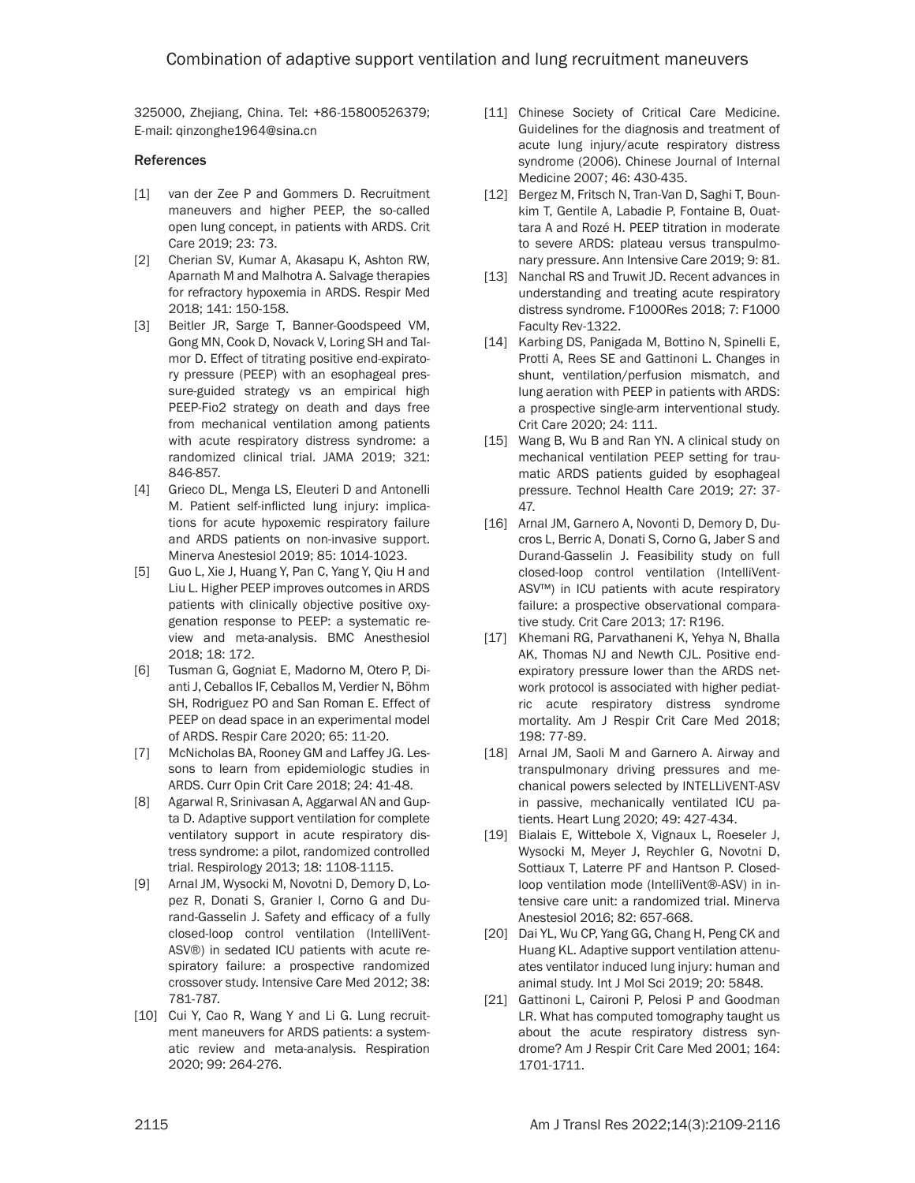325000, Zhejiang, China. Tel: +86-15800526379; E-mail: qinzonghe1964@sina.cn

## References

[1] van der Zee P and Gommers D. Recruitment maneuvers and higher PEEP, the so-called open lung concept, in patients with ARDS. Crit Care 2019; 23: 73.

[2] Cherian SV, Kumar A, Akasapu K, Ashton RW, Aparnath M and Malhotra A. Salvage therapies for refractory hypoxemia in ARDS. Respir Med 2018; 141: 150-158.

[3] Beitler JR, Sarge T, Banner-Goodspeed VM, Gong MN, Cook D, Novack V, Loring SH and Talmor D. Effect of titrating positive end-expiratory pressure (PEEP) with an esophageal pressure-guided strategy vs an empirical high PEEP-Fio2 strategy on death and days free from mechanical ventilation among patients with acute respiratory distress syndrome: a randomized clinical trial. JAMA 2019; 321: 846-857.

[4] Grieco DL, Menga LS, Eleuteri D and Antonelli M. Patient self-inflicted lung injury: implications for acute hypoxemic respiratory failure and ARDS patients on non-invasive support. Minerva Anestesiol 2019; 85: 1014-1023.

[5] Guo L, Xie J, Huang Y, Pan C, Yang Y, Qiu H and Liu L. Higher PEEP improves outcomes in ARDS patients with clinically objective positive oxygenation response to PEEP: a systematic review and meta-analysis. BMC Anesthesiol 2018; 18: 172.

[6] Tusman G, Gogniat E, Madorno M, Otero P, Dianti J, Ceballos IF, Ceballos M, Verdier N, Böhm SH, Rodriguez PO and San Roman E. Effect of PEEP on dead space in an experimental model of ARDS. Respir Care 2020; 65: 11-20.

[7] McNicholas BA, Rooney GM and Laffey JG. Lessons to learn from epidemiologic studies in ARDS. Curr Opin Crit Care 2018; 24: 41-48.

[8] Agarwal R, Srinivasan A, Aggarwal AN and Gupta D. Adaptive support ventilation for complete ventilatory support in acute respiratory distress syndrome: a pilot, randomized controlled trial. Respirology 2013; 18: 1108-1115.

[9] Arnal JM, Wysocki M, Novotni D, Demory D, Lopez R, Donati S, Granier I, Corno G and Durand-Gasselin J. Safety and efficacy of a fully closed-loop control ventilation (IntelliVent-ASV®) in sedated ICU patients with acute respiratory failure: a prospective randomized crossover study. Intensive Care Med 2012; 38: 781-787.

[10] Cui Y, Cao R, Wang Y and Li G. Lung recruitment maneuvers for ARDS patients: a systematic review and meta-analysis. Respiration 2020; 99: 264-276.

[11] Chinese Society of Critical Care Medicine. Guidelines for the diagnosis and treatment of acute lung injury/acute respiratory distress syndrome (2006). Chinese Journal of Internal Medicine 2007; 46: 430-435.

[12] Bergez M, Fritsch N, Tran-Van D, Saghi T, Bounkim T, Gentile A, Labadie P, Fontaine B, Ouattara A and Rozé H. PEEP titration in moderate to severe ARDS: plateau versus transpulmonary pressure. Ann Intensive Care 2019; 9: 81.

[13] Nanchal RS and Truwit JD. Recent advances in understanding and treating acute respiratory distress syndrome. F1000Res 2018; 7: F1000 Faculty Rev-1322.

[14] Karbing DS, Panigada M, Bottino N, Spinelli E, Protti A, Rees SE and Gattinoni L. Changes in shunt, ventilation/perfusion mismatch, and lung aeration with PEEP in patients with ARDS: a prospective single-arm interventional study. Crit Care 2020; 24: 111.

[15] Wang B, Wu B and Ran YN. A clinical study on mechanical ventilation PEEP setting for traumatic ARDS patients guided by esophageal pressure. Technol Health Care 2019; 27: 37-47.

[16] Arnal JM, Garnero A, Novonti D, Demory D, Ducros L, Berric A, Donati S, Corno G, Jaber S and Durand-Gasselin J. Feasibility study on full closed-loop control ventilation (IntelliVent-ASV™) in ICU patients with acute respiratory failure: a prospective observational comparative study. Crit Care 2013; 17: R196.

[17] Khemani RG, Parvathaneni K, Yehya N, Bhalla AK, Thomas NJ and Newth CJL. Positive end-expiratory pressure lower than the ARDS network protocol is associated with higher pediatric acute respiratory distress syndrome mortality. Am J Respir Crit Care Med 2018; 198: 77-89.

[18] Arnal JM, Saoli M and Garnero A. Airway and transpulmonary driving pressures and mechanical powers selected by INTELLiVENT-ASV in passive, mechanically ventilated ICU patients. Heart Lung 2020; 49: 427-434.

[19] Bialais E, Wittebole X, Vignaux L, Roeseler J, Wysocki M, Meyer J, Reychler G, Novotni D, Sottiaux T, Laterre PF and Hantson P. Closed-loop ventilation mode (IntelliVent®-ASV) in intensive care unit: a randomized trial. Minerva Anestesiol 2016; 82: 657-668.

[20] Dai YL, Wu CP, Yang GG, Chang H, Peng CK and Huang KL. Adaptive support ventilation attenuates ventilator induced lung injury: human and animal study. Int J Mol Sci 2019; 20: 5848.

[21] Gattinoni L, Caironi P, Pelosi P and Goodman LR. What has computed tomography taught us about the acute respiratory distress syndrome? Am J Respir Crit Care Med 2001; 164: 1701-1711.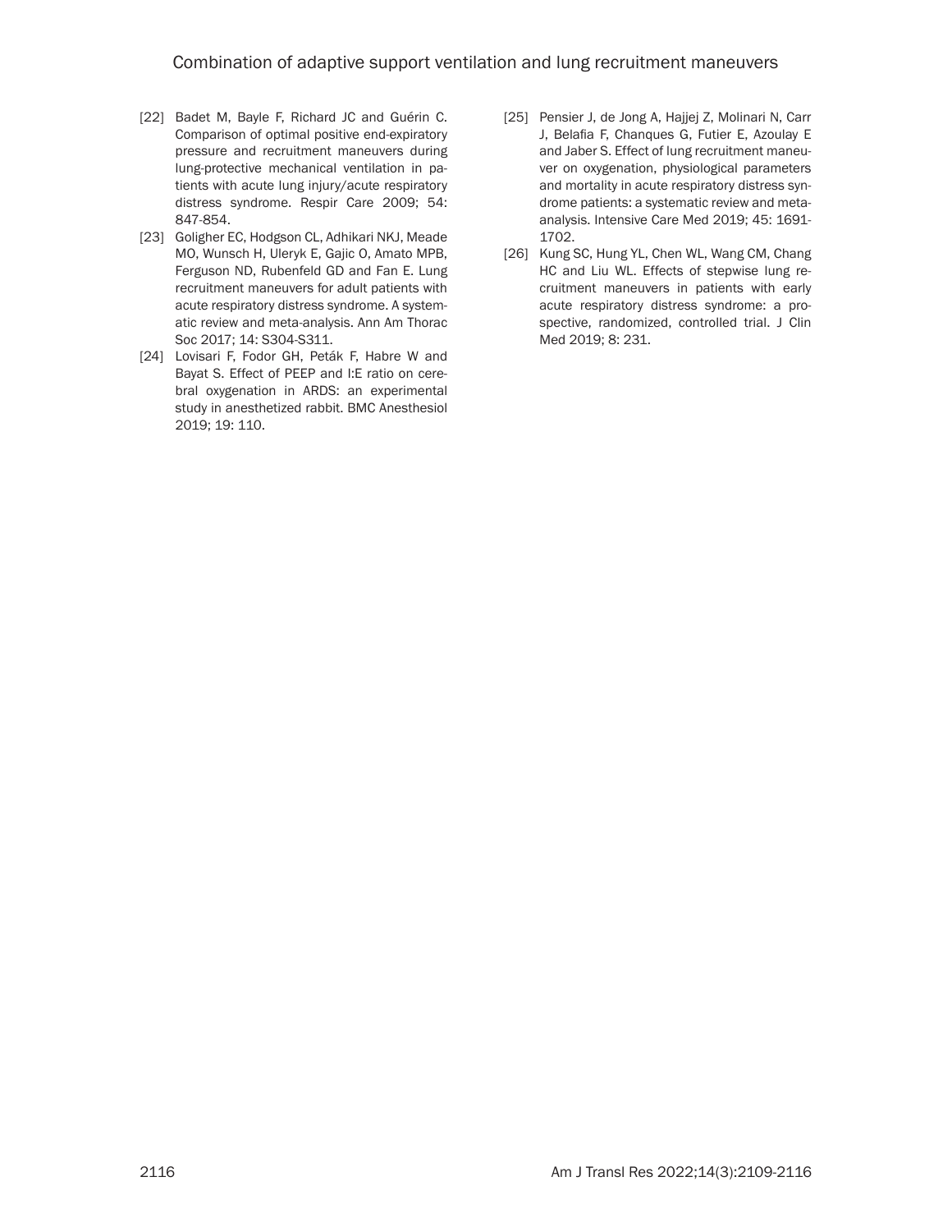[22] Badet M, Bayle F, Richard JC and Guérin C. Comparison of optimal positive end-expiratory pressure and recruitment maneuvers during lung-protective mechanical ventilation in patients with acute lung injury/acute respiratory distress syndrome. Respir Care 2009; 54: 847-854.

[23] Goligher EC, Hodgson CL, Adhikari NKJ, Meade MO, Wunsch H, Uleryk E, Gajic O, Amato MPB, Ferguson ND, Rubenfeld GD and Fan E. Lung recruitment maneuvers for adult patients with acute respiratory distress syndrome. A systematic review and meta-analysis. Ann Am Thorac Soc 2017; 14: S304-S311.

[24] Lovisari F, Fodor GH, Peták F, Habre W and Bayat S. Effect of PEEP and I:E ratio on cerebral oxygenation in ARDS: an experimental study in anesthetized rabbit. BMC Anesthesiol 2019; 19: 110.

[25] Pensier J, de Jong A, Hajjej Z, Molinari N, Carr J, Belafia F, Chanques G, Futier E, Azoulay E and Jaber S. Effect of lung recruitment maneuver on oxygenation, physiological parameters and mortality in acute respiratory distress syndrome patients: a systematic review and meta-analysis. Intensive Care Med 2019; 45: 1691-1702.

[26] Kung SC, Hung YL, Chen WL, Wang CM, Chang HC and Liu WL. Effects of stepwise lung recruitment maneuvers in patients with early acute respiratory distress syndrome: a prospective, randomized, controlled trial. J Clin Med 2019; 8: 231.